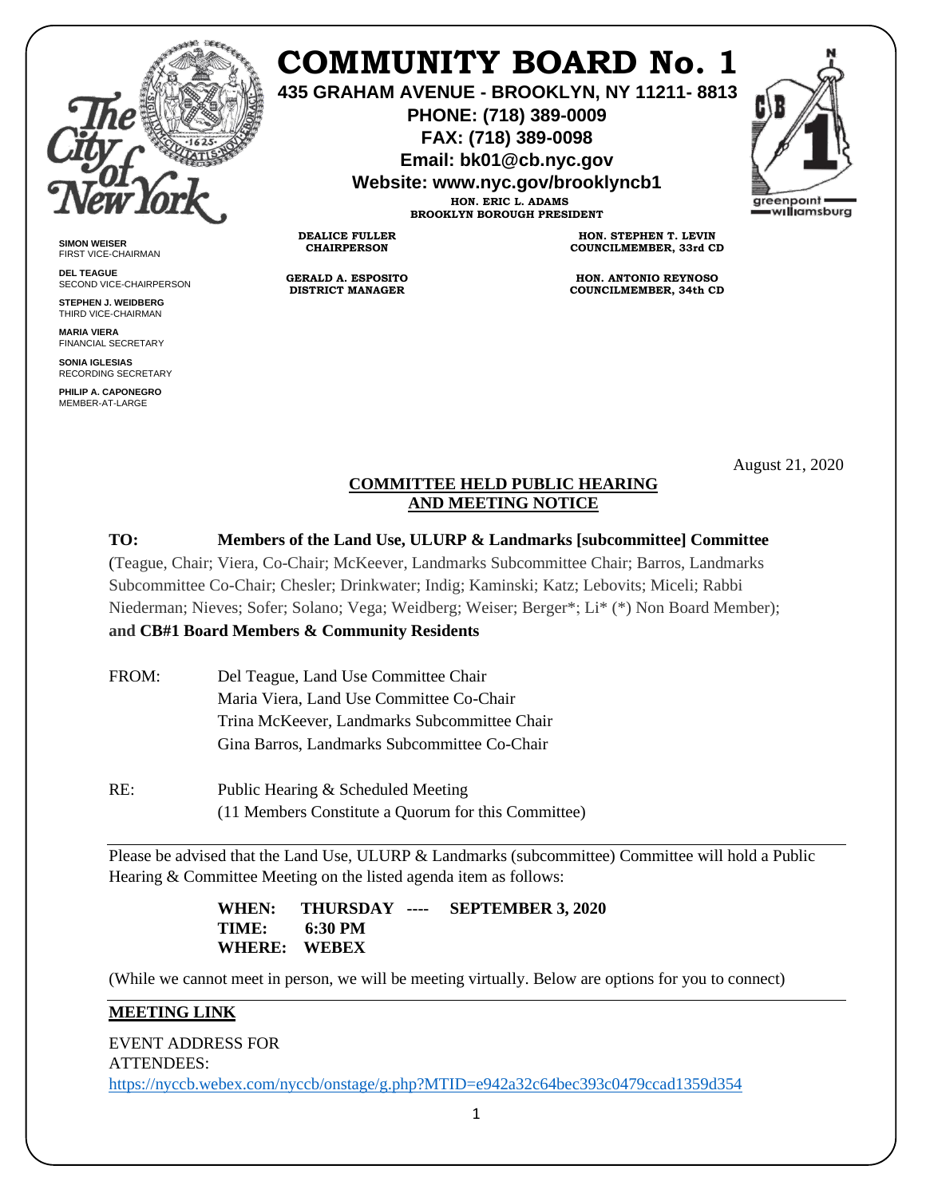# COMMUNITY BOARD No. 1

**435 GRAHAM AVENUE - BROOKLYN, NY 11211- 8813**
**PHONE: (718) 389-0009**
**FAX: (718) 389-0098**
**Email: bk01@cb.nyc.gov**
**Website: www.nyc.gov/brooklyncb1**

**HON. ERIC L. ADAMS**
**BROOKLYN BOROUGH PRESIDENT**

**SIMON WEISER**
FIRST VICE-CHAIRMAN

**DEL TEAGUE**
SECOND VICE-CHAIRPERSON

**STEPHEN J. WEIDBERG**
THIRD VICE-CHAIRMAN

**MARIA VIERA**
FINANCIAL SECRETARY

**SONIA IGLESIAS**
RECORDING SECRETARY

**PHILIP A. CAPONEGRO**
MEMBER-AT-LARGE

**DEALICE FULLER**
**CHAIRPERSON**

**GERALD A. ESPOSITO**
**DISTRICT MANAGER**

**HON. STEPHEN T. LEVIN**
**COUNCILMEMBER, 33rd CD**

**HON. ANTONIO REYNOSO**
**COUNCILMEMBER, 34th CD**

August 21, 2020

**COMMITTEE HELD PUBLIC HEARING AND MEETING NOTICE**

**TO: Members of the Land Use, ULURP & Landmarks [subcommittee] Committee**
(Teague, Chair; Viera, Co-Chair; McKeever, Landmarks Subcommittee Chair; Barros, Landmarks Subcommittee Co-Chair; Chesler; Drinkwater; Indig; Kaminski; Katz; Lebovits; Miceli; Rabbi Niederman; Nieves; Sofer; Solano; Vega; Weidberg; Weiser; Berger*; Li* (*) Non Board Member);
**and CB#1 Board Members & Community Residents**

FROM: Del Teague, Land Use Committee Chair
Maria Viera, Land Use Committee Co-Chair
Trina McKeever, Landmarks Subcommittee Chair
Gina Barros, Landmarks Subcommittee Co-Chair

RE: Public Hearing & Scheduled Meeting
(11 Members Constitute a Quorum for this Committee)

Please be advised that the Land Use, ULURP & Landmarks (subcommittee) Committee will hold a Public Hearing & Committee Meeting on the listed agenda item as follows:

**WHEN: THURSDAY ---- SEPTEMBER 3, 2020**
**TIME: 6:30 PM**
**WHERE: WEBEX**

(While we cannot meet in person, we will be meeting virtually. Below are options for you to connect)

**MEETING LINK**

EVENT ADDRESS FOR ATTENDEES:
https://nyccb.webex.com/nyccb/onstage/g.php?MTID=e942a32c64bec393c0479ccad1359d354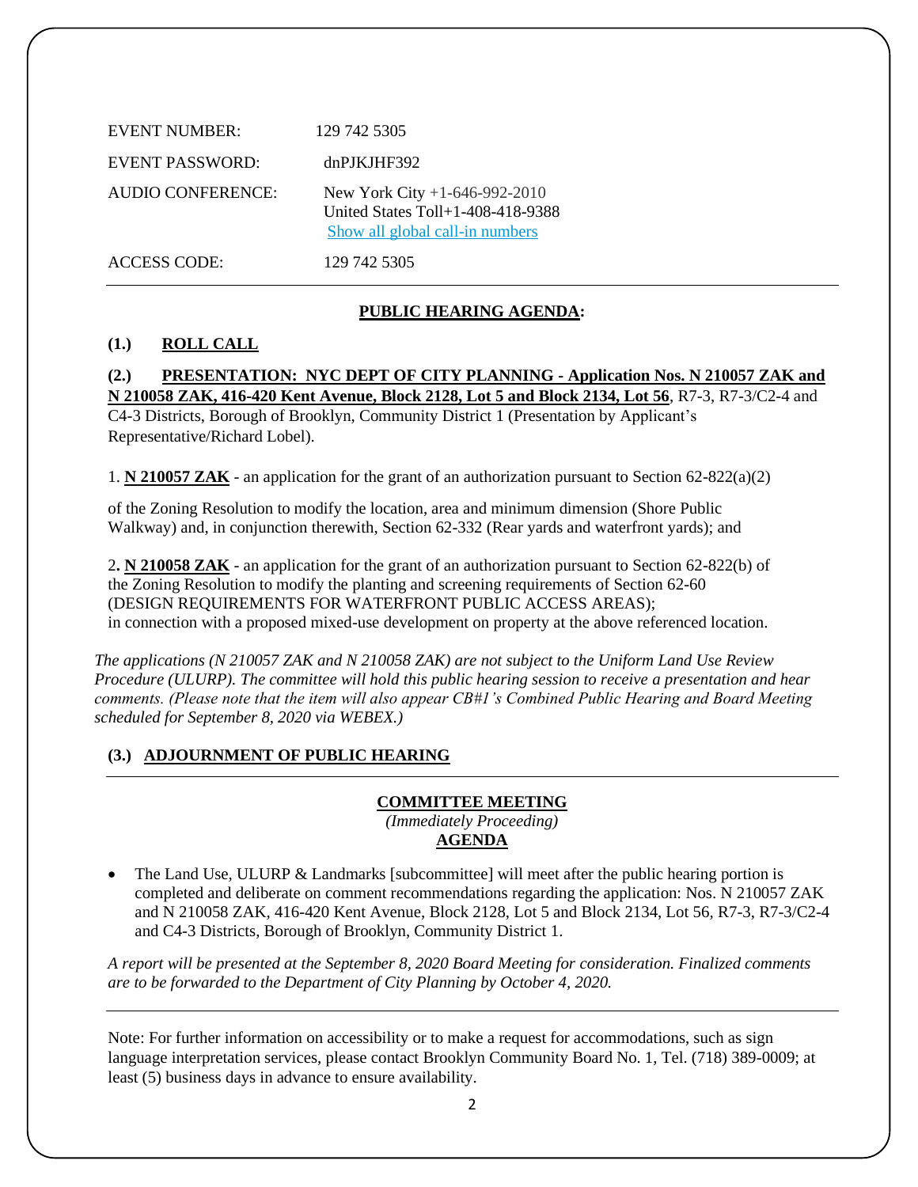| | |
|---|---|
| EVENT NUMBER: | 129 742 5305 |
| EVENT PASSWORD: | dnPJKJHF392 |
| AUDIO CONFERENCE: | New York City +1-646-992-2010<br>United States Toll+1-408-418-9388<br>Show all global call-in numbers |
| ACCESS CODE: | 129 742 5305 |

---

## PUBLIC HEARING AGENDA:

**(1.) ROLL CALL**

**(2.) PRESENTATION: NYC DEPT OF CITY PLANNING - Application Nos. N 210057 ZAK and N 210058 ZAK, 416-420 Kent Avenue, Block 2128, Lot 5 and Block 2134, Lot 56**, R7-3, R7-3/C2-4 and C4-3 Districts, Borough of Brooklyn, Community District 1 (Presentation by Applicant's Representative/Richard Lobel).

1. **N 210057 ZAK** - an application for the grant of an authorization pursuant to Section 62-822(a)(2) of the Zoning Resolution to modify the location, area and minimum dimension (Shore Public Walkway) and, in conjunction therewith, Section 62-332 (Rear yards and waterfront yards); and

2. **N 210058 ZAK** - an application for the grant of an authorization pursuant to Section 62-822(b) of the Zoning Resolution to modify the planting and screening requirements of Section 62-60 (DESIGN REQUIREMENTS FOR WATERFRONT PUBLIC ACCESS AREAS); in connection with a proposed mixed-use development on property at the above referenced location.

*The applications (N 210057 ZAK and N 210058 ZAK) are not subject to the Uniform Land Use Review Procedure (ULURP). The committee will hold this public hearing session to receive a presentation and hear comments. (Please note that the item will also appear CB#1's Combined Public Hearing and Board Meeting scheduled for September 8, 2020 via WEBEX.)*

**(3.) ADJOURNMENT OF PUBLIC HEARING**

---

## COMMITTEE MEETING

*(Immediately Proceeding)*

**AGENDA**

- The Land Use, ULURP & Landmarks [subcommittee] will meet after the public hearing portion is completed and deliberate on comment recommendations regarding the application: Nos. N 210057 ZAK and N 210058 ZAK, 416-420 Kent Avenue, Block 2128, Lot 5 and Block 2134, Lot 56, R7-3, R7-3/C2-4 and C4-3 Districts, Borough of Brooklyn, Community District 1.

*A report will be presented at the September 8, 2020 Board Meeting for consideration. Finalized comments are to be forwarded to the Department of City Planning by October 4, 2020.*

---

Note: For further information on accessibility or to make a request for accommodations, such as sign language interpretation services, please contact Brooklyn Community Board No. 1, Tel. (718) 389-0009; at least (5) business days in advance to ensure availability.